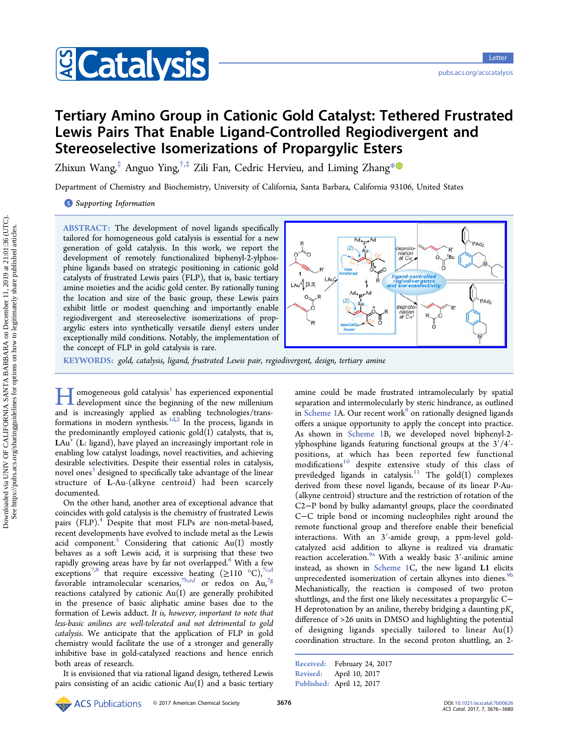# Tertiary Amino Group in Cationic Gold Catalyst: Tethered Frustrated Lewis Pairs That Enable Ligand-Controlled Regiodivergent and Stereoselective Isomerizations of Propargylic Esters

Zhixun Wang,[‡] Anguo Ying,[†,‡] Zili Fan, Cedric Hervieu, and Liming Zhang*

Department of Chemistry and Biochemistry, University of California, Santa Barbara, California 93106, United States

Supporting Information

**ABSTRACT:** The development of novel ligands specifically tailored for homogeneous gold catalysis is essential for a new generation of gold catalysis. In this work, we report the development of remotely functionalized biphenyl-2-ylphosphine ligands based on strategic positioning in cationic gold catalysts of frustrated Lewis pairs (FLP), that is, basic tertiary amine moieties and the acidic gold center. By rationally tuning the location and size of the basic group, these Lewis pairs exhibit little or modest quenching and importantly enable regiodivergent and stereoselective isomerizations of propargylic esters into synthetically versatile dienyl esters under exceptionally mild conditions. Notably, the implementation of the concept of FLP in gold catalysis is rare.

**KEYWORDS:** *gold, catalysis, ligand, frustrated Lewis pair, regiodivergent, design, tertiary amine*

Homogeneous gold catalysis[1] has experienced exponential development since the beginning of the new millenium and is increasingly applied as enabling technologies/transformations in modern synthesis.[1d,2] In the process, ligands in the predominantly employed cationic gold(I) catalysts, that is, $LAu^+$ (**L**: ligand), have played an increasingly important role in enabling low catalyst loadings, novel reactivities, and achieving desirable selectivities. Despite their essential roles in catalysis, novel ones[3] designed to specifically take advantage of the linear structure of **L**-Au-(alkyne centroid) had been scarcely documented.

On the other hand, another area of exceptional advance that coincides with gold catalysis is the chemistry of frustrated Lewis pairs (FLP).[4] Despite that most FLPs are non-metal-based, recent developments have evolved to include metal as the Lewis acid component.[5] Considering that cationic Au(I) mostly behaves as a soft Lewis acid, it is surprising that these two rapidly growing areas have by far not overlapped.[6] With a few exceptions[7,8] that require excessive heating (≥110 °C),[7c,d] favorable intramolecular scenarios,[7b,e,f] or redox on Au,[7g] reactions catalyzed by cationic Au(I) are generally prohibited in the presence of basic aliphatic amine bases due to the formation of Lewis adduct. *It is, however, important to note that less-basic anilines are well-tolerated and not detrimental to gold catalysis.* We anticipate that the application of FLP in gold chemistry would facilitate the use of a stronger and generally inhibitive base in gold-catalyzed reactions and hence enrich both areas of research.

It is envisioned that via rational ligand design, tethered Lewis pairs consisting of an acidic cationic Au(I) and a basic tertiary amine could be made frustrated intramolecularly by spatial separation and intermolecularly by steric hindrance, as outlined in Scheme 1A. Our recent work[9] on rationally designed ligands offers a unique opportunity to apply the concept into practice. As shown in Scheme 1B, we developed novel biphenyl-2-ylphosphine ligands featuring functional groups at the 3′/4′-positions, at which has been reported few functional modifications[10] despite extensive study of this class of previleged ligands in catalysis.[11] The gold(I) complexes derived from these novel ligands, because of its linear P-Au-(alkyne centroid) structure and the restriction of rotation of the C2−P bond by bulky adamantyl groups, place the coordinated C−C triple bond or incoming nucleophiles right around the remote functional group and therefore enable their beneficial interactions. With an 3′-amide group, a ppm-level gold-catalyzed acid addition to alkyne is realized via dramatic reaction acceleration.[9a] With a weakly basic 3′-anilinic amine instead, as shown in Scheme 1C, the new ligand **L1** elicits unprecedented isomerization of certain alkynes into dienes.[9b] Mechanistically, the reaction is composed of two proton shuttlings, and the first one likely necessitates a propargylic C−H deprotonation by an aniline, thereby bridging a daunting $pK_a$ difference of >26 units in DMSO and highlighting the potential of designing ligands specially tailored to linear Au(I) coordination structure. In the second proton shuttling, an 2-

Received: February 24, 2017
Revised: April 10, 2017
Published: April 12, 2017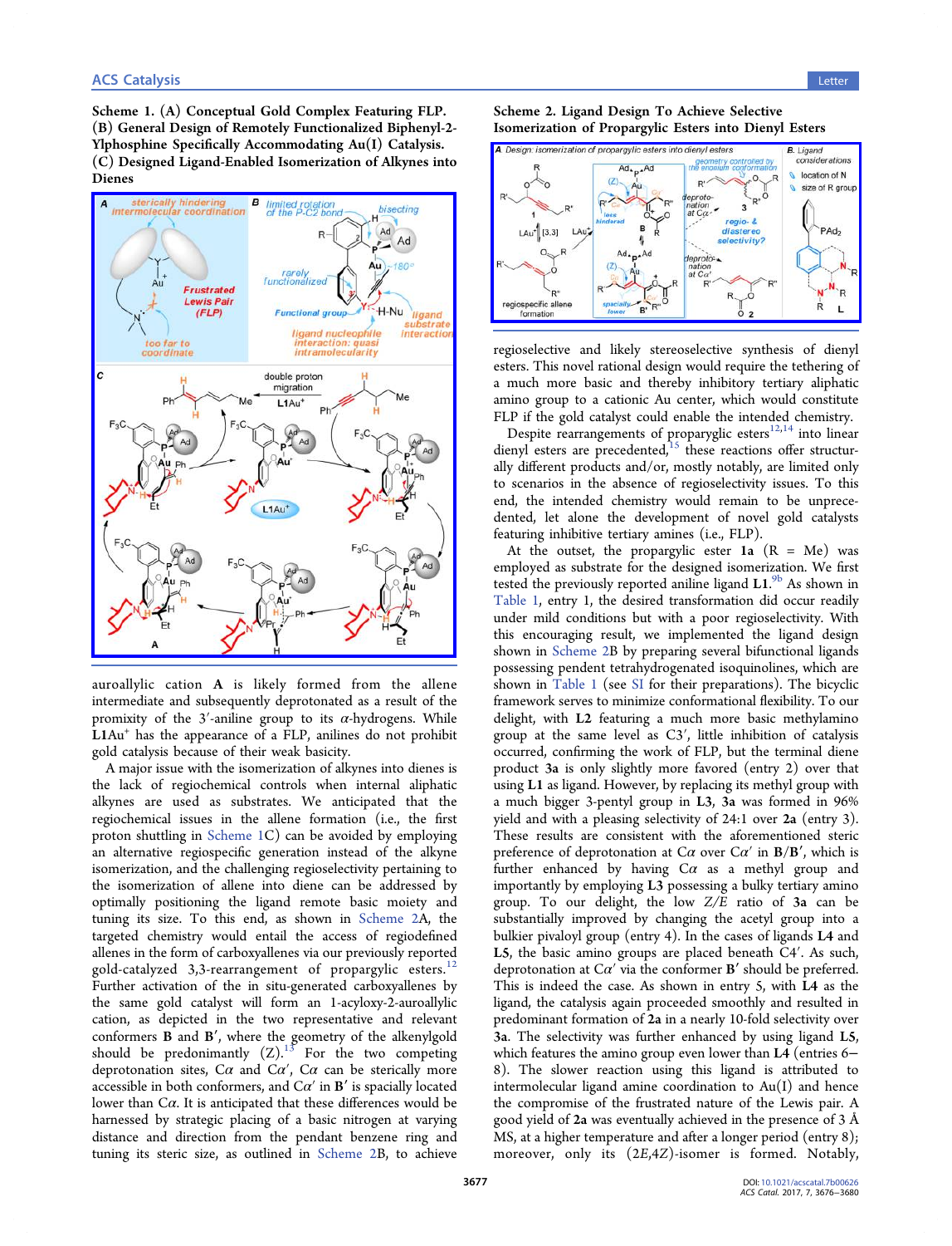**Scheme 1. (A) Conceptual Gold Complex Featuring FLP. (B) General Design of Remotely Functionalized Biphenyl-2-Ylphosphine Specifically Accommodating Au(I) Catalysis. (C) Designed Ligand-Enabled Isomerization of Alkynes into Dienes**

**Scheme 2. Ligand Design To Achieve Selective Isomerization of Propargylic Esters into Dienyl Esters**

auroallylic cation **A** is likely formed from the allene intermediate and subsequently deprotonated as a result of the promixity of the 3′-aniline group to its $\alpha$-hydrogens. While **L1**Au$^+$ has the appearance of a FLP, anilines do not prohibit gold catalysis because of their weak basicity.

A major issue with the isomerization of alkynes into dienes is the lack of regiochemical controls when internal aliphatic alkynes are used as substrates. We anticipated that the regiochemical issues in the allene formation (i.e., the first proton shuttling in Scheme 1C) can be avoided by employing an alternative regiospecific generation instead of the alkyne isomerization, and the challenging regioselectivity pertaining to the isomerization of allene into diene can be addressed by optimally positioning the ligand remote basic moiety and tuning its size. To this end, as shown in Scheme 2A, the targeted chemistry would entail the access of regiodefined allenes in the form of carboxyallenes via our previously reported gold-catalyzed 3,3-rearrangement of propargylic esters.[12] Further activation of the in situ-generated carboxyallenes by the same gold catalyst will form an 1-acyloxy-2-auroallylic cation, as depicted in the two representative and relevant conformers **B** and **B′**, where the geometry of the alkenylgold should be predominantly (*Z*).[13] For the two competing deprotonation sites, C$\alpha$ and C$\alpha'$, C$\alpha$ can be sterically more accessible in both conformers, and C$\alpha'$ in **B′** is spacially located lower than C$\alpha$. It is anticipated that these differences would be harnessed by strategic placing of a basic nitrogen at varying distance and direction from the pendant benzene ring and tuning its steric size, as outlined in Scheme 2B, to achieve regioselective and likely stereoselective synthesis of dienyl esters. This novel rational design would require the tethering of a much more basic and thereby inhibitory tertiary aliphatic amino group to a cationic Au center, which would constitute FLP if the gold catalyst could enable the intended chemistry.

Despite rearrangements of propargylic esters[12,14] into linear dienyl esters are precedented,[15] these reactions offer structurally different products and/or, mostly notably, are limited only to scenarios in the absence of regioselectivity issues. To this end, the intended chemistry would remain to be unprecedented, let alone the development of novel gold catalysts featuring inhibitive tertiary amines (i.e., FLP).

At the outset, the propargylic ester **1a** (R = Me) was employed as substrate for the designed isomerization. We first tested the previously reported aniline ligand **L1**.[9b] As shown in Table 1, entry 1, the desired transformation did occur readily under mild conditions but with a poor regioselectivity. With this encouraging result, we implemented the ligand design shown in Scheme 2B by preparing several bifunctional ligands possessing pendent tetrahydrogenated isoquinolines, which are shown in Table 1 (see SI for their preparations). The bicyclic framework serves to minimize conformational flexibility. To our delight, with **L2** featuring a much more basic methylamino group at the same level as C3′, little inhibition of catalysis occurred, confirming the work of FLP, but the terminal diene product **3a** is only slightly more favored (entry 2) over that using **L1** as ligand. However, by replacing its methyl group with a much bigger 3-pentyl group in **L3**, **3a** was formed in 96% yield and with a pleasing selectivity of 24:1 over **2a** (entry 3). These results are consistent with the aforementioned steric preference of deprotonation at C$\alpha$ over C$\alpha'$ in **B**/**B′**, which is further enhanced by having C$\alpha$ as a methyl group and importantly by employing **L3** possessing a bulky tertiary amino group. To our delight, the low *Z*/*E* ratio of **3a** can be substantially improved by changing the acetyl group into a bulkier pivaloyl group (entry 4). In the cases of ligands **L4** and **L5**, the basic amino groups are placed beneath C4′. As such, deprotonation at C$\alpha'$ via the conformer **B′** should be preferred. This is indeed the case. As shown in entry 5, with **L4** as the ligand, the catalysis again proceeded smoothly and resulted in predominant formation of **2a** in a nearly 10-fold selectivity over **3a**. The selectivity was further enhanced by using ligand **L5**, which features the amino group even lower than **L4** (entries 6–8). The slower reaction using this ligand is attributed to intermolecular ligand amine coordination to Au(I) and hence the compromise of the frustrated nature of the Lewis pair. A good yield of **2a** was eventually achieved in the presence of 3 Å MS, at a higher temperature and after a longer period (entry 8); moreover, only its (2*E*,4*Z*)-isomer is formed. Notably,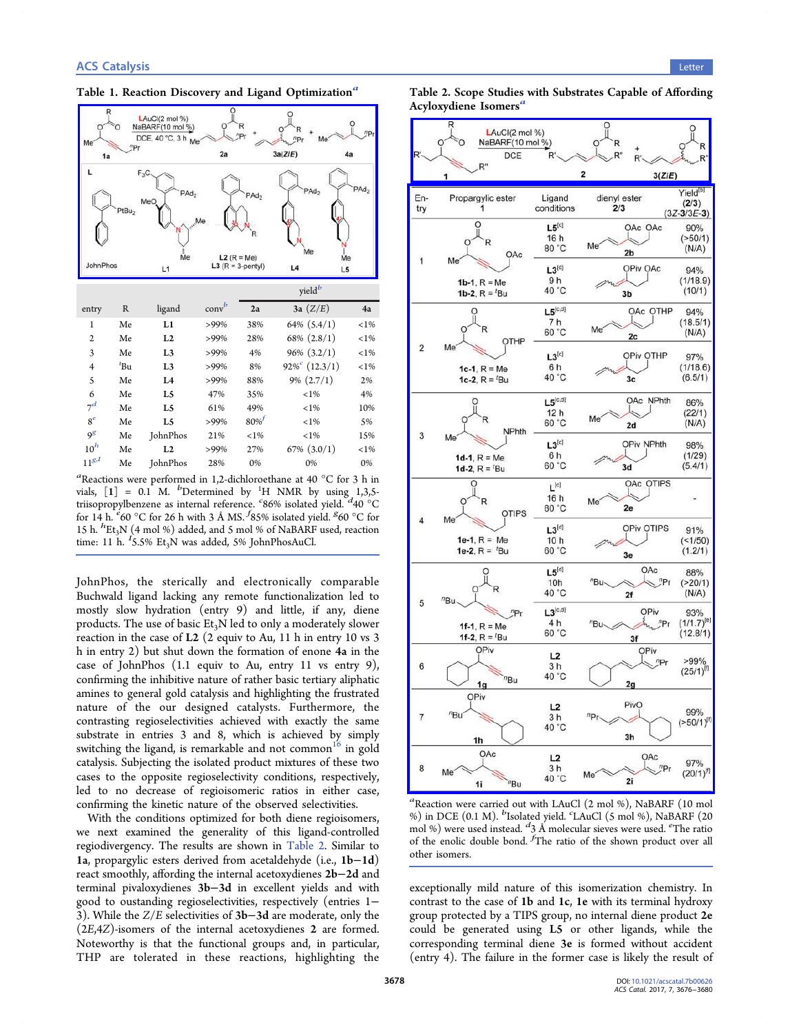**Table 1. Reaction Discovery and Ligand Optimization[a]**

| entry | R | ligand | conv[b] | 2a | 3a (Z/E) | 4a |
|---|---|---|---|---|---|---|
| | | | | yield[b] | | |
| 1 | Me | L1 | >99% | 38% | 64% (5.4/1) | <1% |
| 2 | Me | L2 | >99% | 28% | 68% (2.8/1) | <1% |
| 3 | Me | L3 | >99% | 4% | 96% (3.2/1) | <1% |
| 4 | $^t$Bu | L3 | >99% | 8% | 92%[c] (12.3/1) | <1% |
| 5 | Me | L4 | >99% | 88% | 9% (2.7/1) | 2% |
| 6 | Me | L5 | 47% | 35% | <1% | 4% |
| 7[d] | Me | L5 | 61% | 49% | <1% | 10% |
| 8[e] | Me | L5 | >99% | 80%[f] | <1% | 5% |
| 9[g] | Me | JohnPhos | 21% | <1% | <1% | 15% |
| 10[h] | Me | L2 | >99% | 27% | 67% (3.0/1) | <1% |
| 11[g,I] | Me | JohnPhos | 28% | 0% | 0% | 0% |

[a]Reactions were performed in 1,2-dichloroethane at 40 °C for 3 h in vials, [1] = 0.1 M. [b]Determined by $^1$H NMR by using 1,3,5-triisopropylbenzene as internal reference. [c]86% isolated yield. [d]40 °C for 14 h. [e]60 °C for 26 h with 3 Å MS. [f]85% isolated yield. [g]60 °C for 15 h. [h]$Et_3N$ (4 mol %) added, and 5 mol % of NaBARF used, reaction time: 11 h. [I]5.5% $Et_3N$ was added, 5% JohnPhosAuCl.

JohnPhos, the sterically and electronically comparable Buchwald ligand lacking any remote functionalization led to mostly slow hydration (entry 9) and little, if any, diene products. The use of basic $Et_3N$ led to only a moderately slower reaction in the case of L2 (2 equiv to Au, 11 h in entry 10 vs 3 h in entry 2) but shut down the formation of enone 4a in the case of JohnPhos (1.1 equiv to Au, entry 11 vs entry 9), confirming the inhibitive nature of rather basic tertiary aliphatic amines to general gold catalysis and highlighting the frustrated nature of the our designed catalysts. Furthermore, the contrasting regioselectivities achieved with exactly the same substrate in entries 3 and 8, which is achieved by simply switching the ligand, is remarkable and not common[16] in gold catalysis. Subjecting the isolated product mixtures of these two cases to the opposite regioselectivity conditions, respectively, led to no decrease of regioisomeric ratios in either case, confirming the kinetic nature of the observed selectivities.

With the conditions optimized for both diene regioisomers, we next examined the generality of this ligand-controlled regiodivergency. The results are shown in Table 2. Similar to 1a, propargylic esters derived from acetaldehyde (i.e., 1b–1d) react smoothly, affording the internal acetoxydienes 2b–2d and terminal pivaloxydienes 3b–3d in excellent yields and with good to oustanding regioselectivities, respectively (entries 1–3). While the Z/E selectivities of 3b–3d are moderate, only the (2E,4Z)-isomers of the internal acetoxydienes 2 are formed. Noteworthy is that the functional groups and, in particular, THP are tolerated in these reactions, highlighting the

**Table 2. Scope Studies with Substrates Capable of Affording Acyloxydiene Isomers[a]**

| Entry | Propargylic ester 1 | Ligand conditions | dienyl ester 2/3 | Yield[b] (2/3) (3Z-3/3E-3) |
|---|---|---|---|---|
| 1 | 1b-1, R = Me | L5[c], 16 h, 80 °C | 2b | 90% (>50/1) (N/A) |
| | 1b-2, R = $^t$Bu | L3[d], 9 h, 40 °C | 3b | 94% (1/18.9) (10/1) |
| 2 | 1c-1, R = Me | L5[c,d], 7 h, 60 °C | 2c | 94% (18.5/1) (N/A) |
| | 1c-2, R = $^t$Bu | L3[c], 6 h, 40 °C | 3c | 97% (1/18.6) (6.5/1) |
| 3 | 1d-1, R = Me | L5[c,d], 12 h, 60 °C | 2d | 86% (22/1) (N/A) |
| | 1d-2, R = $^t$Bu | L3[c], 6 h, 60 °C | 3d | 98% (1/29) (5.4/1) |
| 4 | 1e-1, R = Me | L[c], 16 h, 80 °C | 2e | - |
| | 1e-2, R = $^t$Bu | L3[d], 10 h, 60 °C | 3e | 91% (<1/50) (1.2/1) |
| 5 | 1f-1, R = Me | L5[d], 10h, 40 °C | 2f | 88% (>20/1) (N/A) |
| | 1f-2, R = $^t$Bu | L3[c,d], 4 h, 60 °C | 3f | 93% (1/1.7)[e] (12.8/1) |
| 6 | 1g | L2, 3 h, 40 °C | 2g | >99% (25/1)[f] |
| 7 | 1h | L2, 3 h, 40 °C | 3h | 99% (>50/1)[f] |
| 8 | 1i | L2, 3 h, 40 °C | 2i | 97% (20/1)[f] |

[a]Reaction were carried out with LAuCl (2 mol %), NaBARF (10 mol %) in DCE (0.1 M). [b]Isolated yield. [c]LAuCl (5 mol %), NaBARF (20 mol %) were used instead. [d]3 Å molecular sieves were used. [e]The ratio of the enolic double bond. [f]The ratio of the shown product over all other isomers.

exceptionally mild nature of this isomerization chemistry. In contrast to the case of 1b and 1c, 1e with its terminal hydroxy group protected by a TIPS group, no internal diene product 2e could be generated using L5 or other ligands, while the corresponding terminal diene 3e is formed without accident (entry 4). The failure in the former case is likely the result of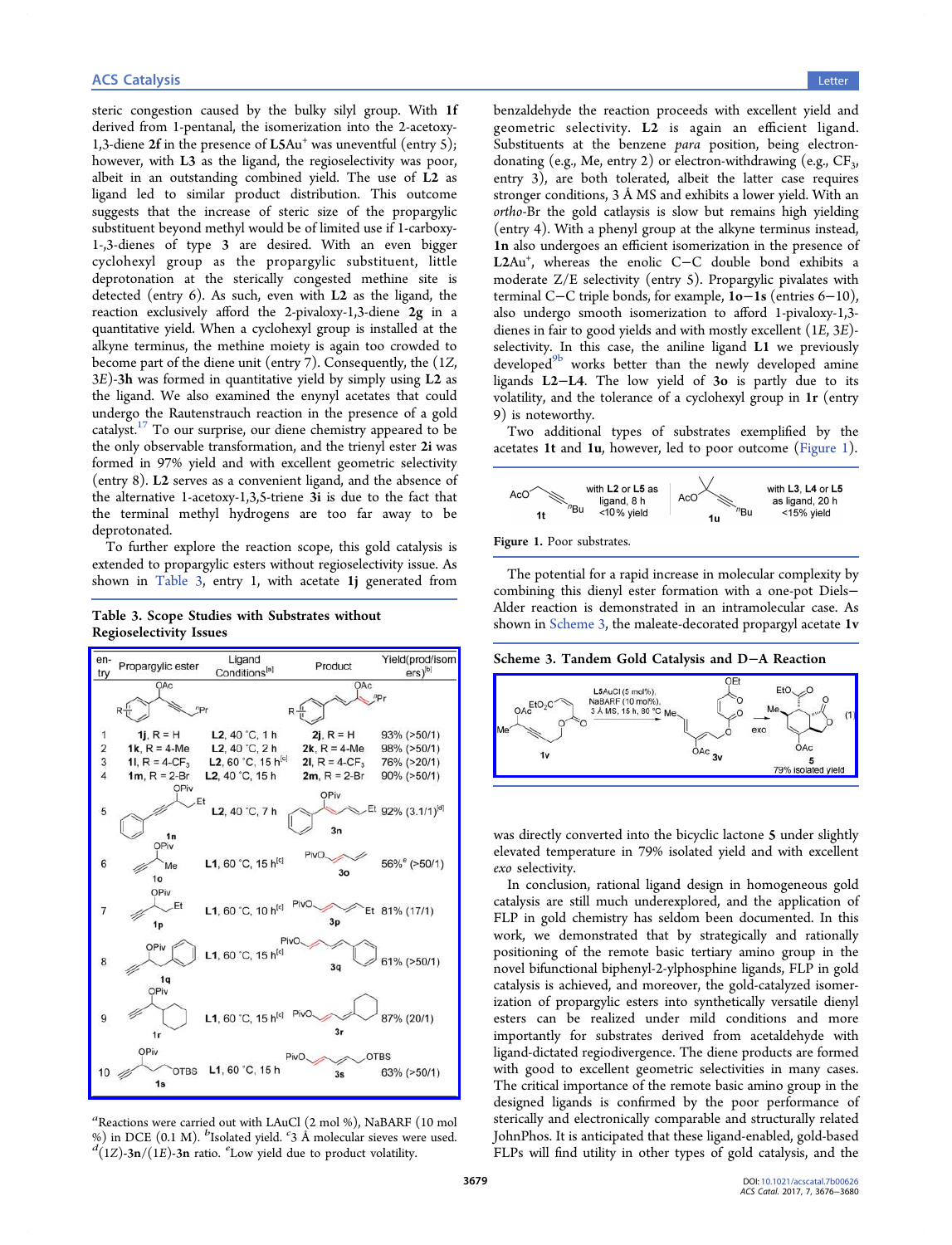steric congestion caused by the bulky silyl group. With **1f** derived from 1-pentanal, the isomerization into the 2-acetoxy-1,3-diene **2f** in the presence of **L5**Au$^{+}$ was uneventful (entry 5); however, with **L3** as the ligand, the regioselectivity was poor, albeit in an outstanding combined yield. The use of **L2** as ligand led to similar product distribution. This outcome suggests that the increase of steric size of the propargylic substituent beyond methyl would be of limited use if 1-carboxy-1-,3-dienes of type **3** are desired. With an even bigger cyclohexyl group as the propargylic substituent, little deprotonation at the sterically congested methine site is detected (entry 6). As such, even with **L2** as the ligand, the reaction exclusively afford the 2-pivaloxy-1,3-diene **2g** in a quantitative yield. When a cyclohexyl group is installed at the alkyne terminus, the methine moiety is again too crowded to become part of the diene unit (entry 7). Consequently, the (1*Z*, 3*E*)-**3h** was formed in quantitative yield by simply using **L2** as the ligand. We also examined the enynyl acetates that could undergo the Rautenstrauch reaction in the presence of a gold catalyst.[17] To our surprise, our diene chemistry appeared to be the only observable transformation, and the trienyl ester **2i** was formed in 97% yield and with excellent geometric selectivity (entry 8). **L2** serves as a convenient ligand, and the absence of the alternative 1-acetoxy-1,3,5-triene **3i** is due to the fact that the terminal methyl hydrogens are too far away to be deprotonated.

To further explore the reaction scope, this gold catalysis is extended to propargylic esters without regioselectivity issue. As shown in Table 3, entry 1, with acetate **1j** generated from benzaldehyde the reaction proceeds with excellent yield and geometric selectivity. **L2** is again an efficient ligand. Substituents at the benzene *para* position, being electron-donating (e.g., Me, entry 2) or electron-withdrawing (e.g., $CF_3$, entry 3), are both tolerated, albeit the latter case requires stronger conditions, 3 Å MS and exhibits a lower yield. With an *ortho*-Br the gold catalysis is slow but remains high yielding (entry 4). With a phenyl group at the alkyne terminus instead, **1n** also undergoes an efficient isomerization in the presence of **L2**Au$^{+}$, whereas the enolic C−C double bond exhibits a moderate *Z*/*E* selectivity (entry 5). Propargylic pivalates with terminal C−C triple bonds, for example, **1o**−**1s** (entries 6−10), also undergo smooth isomerization to afford 1-pivaloxy-1,3-dienes in fair to good yields and with mostly excellent (1*E*, 3*E*)-selectivity. In this case, the aniline ligand **L1** we previously developed[9b] works better than the newly developed amine ligands **L2**−**L4**. The low yield of **3o** is partly due to its volatility, and the tolerance of a cyclohexyl group in **1r** (entry 9) is noteworthy.

**Table 3. Scope Studies with Substrates without Regioselectivity Issues**

| entry | Propargylic ester | Ligand Conditions[a] | Product | Yield(prod/isomers)[b] |
|---|---|---|---|---|
| 1 | **1j**, R = H | **L2**, 40 °C, 1 h | **2j**, R = H | 93% (>50/1) |
| 2 | **1k**, R = 4-Me | **L2**, 40 °C, 2 h | **2k**, R = 4-Me | 98% (>50/1) |
| 3 | **1l**, R = 4-$CF_3$ | **L2**, 60 °C, 15 h[c] | **2l**, R = 4-$CF_3$ | 76% (>20/1) |
| 4 | **1m**, R = 2-Br | **L2**, 40 °C, 15 h | **2m**, R = 2-Br | 90% (>50/1) |
| 5 | **1n** | **L2**, 40 °C, 7 h | **3n** | 92% (3.1/1)[d] |
| 6 | **1o** | **L1**, 60 °C, 15 h[c] | **3o** | 56%[e] (>50/1) |
| 7 | **1p** | **L1**, 60 °C, 10 h[c] | **3p** | 81% (17/1) |
| 8 | **1q** | **L1**, 60 °C, 15 h[c] | **3q** | 61% (>50/1) |
| 9 | **1r** | **L1**, 60 °C, 15 h[c] | **3r** | 87% (20/1) |
| 10 | **1s** | **L1**, 60 °C, 15 h | **3s** | 63% (>50/1) |

[a]Reactions were carried out with LAuCl (2 mol %), NaBARF (10 mol %) in DCE (0.1 M). [b]Isolated yield. [c]3 Å molecular sieves were used. [d](1*Z*)-**3n**/(1*E*)-**3n** ratio. [e]Low yield due to product volatility.

Two additional types of substrates exemplified by the acetates **1t** and **1u**, however, led to poor outcome (Figure 1).

**1t**: with **L2** or **L5** as ligand, 8 h, <10% yield; **1u**: with **L3**, **L4** or **L5** as ligand, 20 h, <15% yield

Figure 1. Poor substrates.

The potential for a rapid increase in molecular complexity by combining this dienyl ester formation with a one-pot Diels−Alder reaction is demonstrated in an intramolecular case. As shown in Scheme 3, the maleate-decorated propargyl acetate **1v** was directly converted into the bicyclic lactone **5** under slightly elevated temperature in 79% isolated yield and with excellent *exo* selectivity.

**Scheme 3. Tandem Gold Catalysis and D−A Reaction**

**1v** → (**L5**AuCl (5 mol%), NaBARF (10 mol%), 3 Å MS, 15 h, 80 °C) → **3v** → (exo) → **5**, 79% isolated yield (1)

In conclusion, rational ligand design in homogeneous gold catalysis are still much underexplored, and the application of FLP in gold chemistry has seldom been documented. In this work, we demonstrated that by strategically and rationally positioning of the remote basic tertiary amino group in the novel bifunctional biphenyl-2-ylphosphine ligands, FLP in gold catalysis is achieved, and moreover, the gold-catalyzed isomerization of propargylic esters into synthetically versatile dienyl esters can be realized under mild conditions and more importantly for substrates derived from acetaldehyde with ligand-dictated regiodivergence. The diene products are formed with good to excellent geometric selectivities in many cases. The critical importance of the remote basic amino group in the designed ligands is confirmed by the poor performance of sterically and electronically comparable and structurally related JohnPhos. It is anticipated that these ligand-enabled, gold-based FLPs will find utility in other types of gold catalysis, and the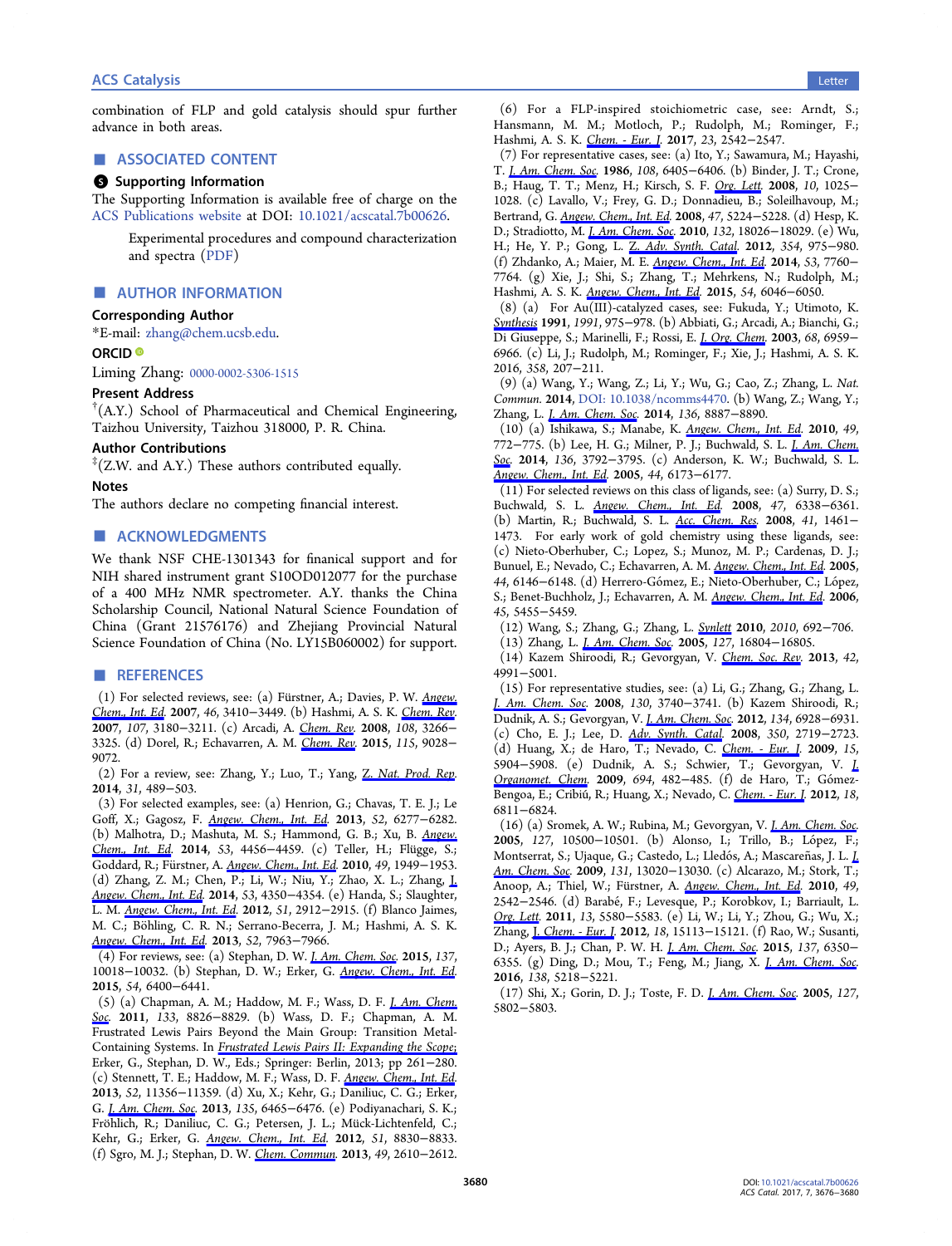combination of FLP and gold catalysis should spur further advance in both areas.

## ■ ASSOCIATED CONTENT

### Supporting Information

The Supporting Information is available free of charge on the ACS Publications website at DOI: 10.1021/acscatal.7b00626.

Experimental procedures and compound characterization and spectra (PDF)

## ■ AUTHOR INFORMATION

### Corresponding Author

*E-mail: zhang@chem.ucsb.edu.

### ORCID

Liming Zhang: 0000-0002-5306-1515

### Present Address

†(A.Y.) School of Pharmaceutical and Chemical Engineering, Taizhou University, Taizhou 318000, P. R. China.

### Author Contributions

‡(Z.W. and A.Y.) These authors contributed equally.

### Notes

The authors declare no competing financial interest.

## ■ ACKNOWLEDGMENTS

We thank NSF CHE-1301343 for finanical support and for NIH shared instrument grant S10OD012077 for the purchase of a 400 MHz NMR spectrometer. A.Y. thanks the China Scholarship Council, National Natural Science Foundation of China (Grant 21576176) and Zhejiang Provincial Natural Science Foundation of China (No. LY15B060002) for support.

## ■ REFERENCES

(1) For selected reviews, see: (a) Fürstner, A.; Davies, P. W. *Angew. Chem., Int. Ed.* **2007**, *46*, 3410−3449. (b) Hashmi, A. S. K. *Chem. Rev.* **2007**, *107*, 3180−3211. (c) Arcadi, A. *Chem. Rev.* **2008**, *108*, 3266−3325. (d) Dorel, R.; Echavarren, A. M. *Chem. Rev.* **2015**, *115*, 9028−9072.

(2) For a review, see: Zhang, Y.; Luo, T.; Yang, Z. *Nat. Prod. Rep.* **2014**, *31*, 489−503.

(3) For selected examples, see: (a) Henrion, G.; Chavas, T. E. J.; Le Goff, X.; Gagosz, F. *Angew. Chem., Int. Ed.* **2013**, *52*, 6277−6282. (b) Malhotra, D.; Mashuta, M. S.; Hammond, G. B.; Xu, B. *Angew. Chem., Int. Ed.* **2014**, *53*, 4456−4459. (c) Teller, H.; Flügge, S.; Goddard, R.; Fürstner, A. *Angew. Chem., Int. Ed.* **2010**, *49*, 1949−1953. (d) Zhang, Z. M.; Chen, P.; Li, W.; Niu, Y.; Zhao, X. L.; Zhang, J. *Angew. Chem., Int. Ed.* **2014**, *53*, 4350−4354. (e) Handa, S.; Slaughter, L. M. *Angew. Chem., Int. Ed.* **2012**, *51*, 2912−2915. (f) Blanco Jaimes, M. C.; Böhling, C. R. N.; Serrano-Becerra, J. M.; Hashmi, A. S. K. *Angew. Chem., Int. Ed.* **2013**, *52*, 7963−7966.

(4) For reviews, see: (a) Stephan, D. W. *J. Am. Chem. Soc.* **2015**, *137*, 10018−10032. (b) Stephan, D. W.; Erker, G. *Angew. Chem., Int. Ed.* **2015**, *54*, 6400−6441.

(5) (a) Chapman, A. M.; Haddow, M. F.; Wass, D. F. *J. Am. Chem. Soc.* **2011**, *133*, 8826−8829. (b) Wass, D. F.; Chapman, A. M. Frustrated Lewis Pairs Beyond the Main Group: Transition Metal-Containing Systems. In *Frustrated Lewis Pairs II: Expanding the Scope*; Erker, G., Stephan, D. W., Eds.; Springer: Berlin, 2013; pp 261−280. (c) Stennett, T. E.; Haddow, M. F.; Wass, D. F. *Angew. Chem., Int. Ed.* **2013**, *52*, 11356−11359. (d) Xu, X.; Kehr, G.; Daniliuc, C. G.; Erker, G. *J. Am. Chem. Soc.* **2013**, *135*, 6465−6476. (e) Podiyanachari, S. K.; Fröhlich, R.; Daniliuc, C. G.; Petersen, J. L.; Mück-Lichtenfeld, C.; Kehr, G.; Erker, G. *Angew. Chem., Int. Ed.* **2012**, *51*, 8830−8833. (f) Sgro, M. J.; Stephan, D. W. *Chem. Commun.* **2013**, *49*, 2610−2612.

(6) For a FLP-inspired stoichiometric case, see: Arndt, S.; Hansmann, M. M.; Motloch, P.; Rudolph, M.; Rominger, F.; Hashmi, A. S. K. *Chem. - Eur. J.* **2017**, *23*, 2542−2547.

(7) For representative cases, see: (a) Ito, Y.; Sawamura, M.; Hayashi, T. *J. Am. Chem. Soc.* **1986**, *108*, 6405−6406. (b) Binder, J. T.; Crone, B.; Haug, T. T.; Menz, H.; Kirsch, S. F. *Org. Lett.* **2008**, *10*, 1025−1028. (c) Lavallo, V.; Frey, G. D.; Donnadieu, B.; Soleilhavoup, M.; Bertrand, G. *Angew. Chem., Int. Ed.* **2008**, *47*, 5224−5228. (d) Hesp, K. D.; Stradiotto, M. *J. Am. Chem. Soc.* **2010**, *132*, 18026−18029. (e) Wu, H.; He, Y. P.; Gong, L. Z. *Adv. Synth. Catal.* **2012**, *354*, 975−980. (f) Zhdanko, A.; Maier, M. E. *Angew. Chem., Int. Ed.* **2014**, *53*, 7760−7764. (g) Xie, J.; Shi, S.; Zhang, T.; Mehrkens, N.; Rudolph, M.; Hashmi, A. S. K. *Angew. Chem., Int. Ed.* **2015**, *54*, 6046−6050.

(8) (a) For Au(III)-catalyzed cases, see: Fukuda, Y.; Utimoto, K. *Synthesis* **1991**, *1991*, 975−978. (b) Abbiati, G.; Arcadi, A.; Bianchi, G.; Di Giuseppe, S.; Marinelli, F.; Rossi, E. *J. Org. Chem.* **2003**, *68*, 6959−6966. (c) Li, J.; Rudolph, M.; Rominger, F.; Xie, J.; Hashmi, A. S. K. **2016**, *358*, 207−211.

(9) (a) Wang, Y.; Wang, Z.; Li, Y.; Wu, G.; Cao, Z.; Zhang, L. *Nat. Commun.* **2014**, DOI: 10.1038/ncomms4470. (b) Wang, Z.; Wang, Y.; Zhang, L. *J. Am. Chem. Soc.* **2014**, *136*, 8887−8890.

(10) (a) Ishikawa, S.; Manabe, K. *Angew. Chem., Int. Ed.* **2010**, *49*, 772−775. (b) Lee, H. G.; Milner, P. J.; Buchwald, S. L. *J. Am. Chem. Soc.* **2014**, *136*, 3792−3795. (c) Anderson, K. W.; Buchwald, S. L. *Angew. Chem., Int. Ed.* **2005**, *44*, 6173−6177.

(11) For selected reviews on this class of ligands, see: (a) Surry, D. S.; Buchwald, S. L. *Angew. Chem., Int. Ed.* **2008**, *47*, 6338−6361. (b) Martin, R.; Buchwald, S. L. *Acc. Chem. Res.* **2008**, *41*, 1461−1473. For early work of gold chemistry using these ligands, see: (c) Nieto-Oberhuber, C.; Lopez, S.; Munoz, M. P.; Cardenas, D. J.; Bunuel, E.; Nevado, C.; Echavarren, A. M. *Angew. Chem., Int. Ed.* **2005**, *44*, 6146−6148. (d) Herrero-Gómez, E.; Nieto-Oberhuber, C.; López, S.; Benet-Buchholz, J.; Echavarren, A. M. *Angew. Chem., Int. Ed.* **2006**, *45*, 5455−5459.

(12) Wang, S.; Zhang, G.; Zhang, L. *Synlett* **2010**, *2010*, 692−706.

(13) Zhang, L. *J. Am. Chem. Soc.* **2005**, *127*, 16804−16805.

(14) Kazem Shiroodi, R.; Gevorgyan, V. *Chem. Soc. Rev.* **2013**, *42*, 4991−5001.

(15) For representative studies, see: (a) Li, G.; Zhang, G.; Zhang, L. *J. Am. Chem. Soc.* **2008**, *130*, 3740−3741. (b) Kazem Shiroodi, R.; Dudnik, A. S.; Gevorgyan, V. *J. Am. Chem. Soc.* **2012**, *134*, 6928−6931. (c) Cho, E. J.; Lee, D. *Adv. Synth. Catal.* **2008**, *350*, 2719−2723. (d) Huang, X.; de Haro, T.; Nevado, C. *Chem. - Eur. J.* **2009**, *15*, 5904−5908. (e) Dudnik, A. S.; Schwier, T.; Gevorgyan, V. *J. Organomet. Chem.* **2009**, *694*, 482−485. (f) de Haro, T.; Gómez-Bengoa, E.; Cribiú, R.; Huang, X.; Nevado, C. *Chem. - Eur. J.* **2012**, *18*, 6811−6824.

(16) (a) Sromek, A. W.; Rubina, M.; Gevorgyan, V. *J. Am. Chem. Soc.* **2005**, *127*, 10500−10501. (b) Alonso, I.; Trillo, B.; López, F.; Montserrat, S.; Ujaque, G.; Castedo, L.; Lledós, A.; Mascareñas, J. L. *J. Am. Chem. Soc.* **2009**, *131*, 13020−13030. (c) Alcarazo, M.; Stork, T.; Anoop, A.; Thiel, W.; Fürstner, A. *Angew. Chem., Int. Ed.* **2010**, *49*, 2542−2546. (d) Barabé, F.; Levesque, P.; Korobkov, I.; Barriault, L. *Org. Lett.* **2011**, *13*, 5580−5583. (e) Li, W.; Li, Y.; Zhou, G.; Wu, X.; Zhang, J. *Chem. - Eur. J.* **2012**, *18*, 15113−15121. (f) Rao, W.; Susanti, D.; Ayers, B. J.; Chan, P. W. H. *J. Am. Chem. Soc.* **2015**, *137*, 6350−6355. (g) Ding, D.; Mou, T.; Feng, M.; Jiang, X. *J. Am. Chem. Soc.* **2016**, *138*, 5218−5221.

(17) Shi, X.; Gorin, D. J.; Toste, F. D. *J. Am. Chem. Soc.* **2005**, *127*, 5802−5803.